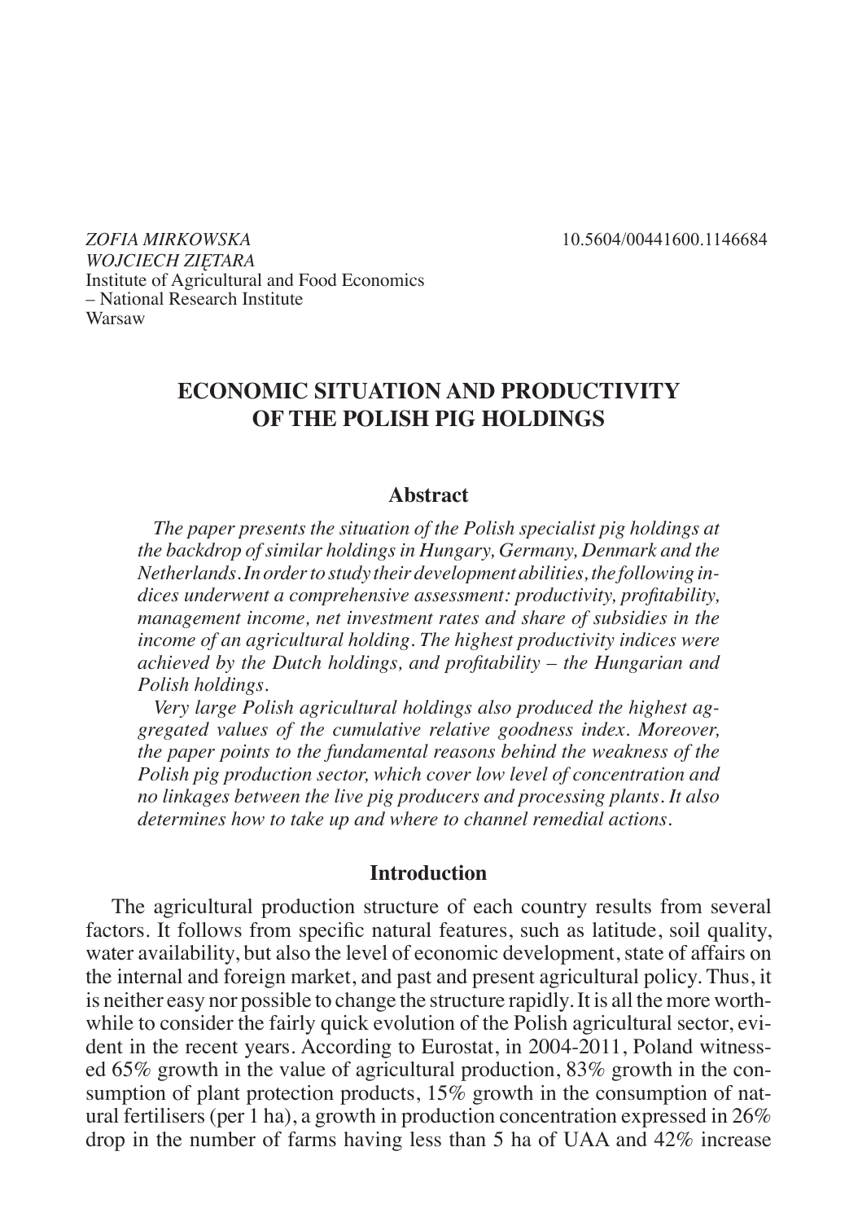*ZOFIA MIRKOWSKA*
*WOJCIECH ZIĘTARA*
Institute of Agricultural and Food Economics
– National Research Institute
Warsaw

10.5604/00441600.1146684

# ECONOMIC SITUATION AND PRODUCTIVITY OF THE POLISH PIG HOLDINGS

## Abstract

*The paper presents the situation of the Polish specialist pig holdings at the backdrop of similar holdings in Hungary, Germany, Denmark and the Netherlands. In order to study their development abilities, the following indices underwent a comprehensive assessment: productivity, profitability, management income, net investment rates and share of subsidies in the income of an agricultural holding. The highest productivity indices were achieved by the Dutch holdings, and profitability – the Hungarian and Polish holdings.*

*Very large Polish agricultural holdings also produced the highest aggregated values of the cumulative relative goodness index. Moreover, the paper points to the fundamental reasons behind the weakness of the Polish pig production sector, which cover low level of concentration and no linkages between the live pig producers and processing plants. It also determines how to take up and where to channel remedial actions.*

## Introduction

The agricultural production structure of each country results from several factors. It follows from specific natural features, such as latitude, soil quality, water availability, but also the level of economic development, state of affairs on the internal and foreign market, and past and present agricultural policy. Thus, it is neither easy nor possible to change the structure rapidly. It is all the more worthwhile to consider the fairly quick evolution of the Polish agricultural sector, evident in the recent years. According to Eurostat, in 2004-2011, Poland witnessed 65% growth in the value of agricultural production, 83% growth in the consumption of plant protection products, 15% growth in the consumption of natural fertilisers (per 1 ha), a growth in production concentration expressed in 26% drop in the number of farms having less than 5 ha of UAA and 42% increase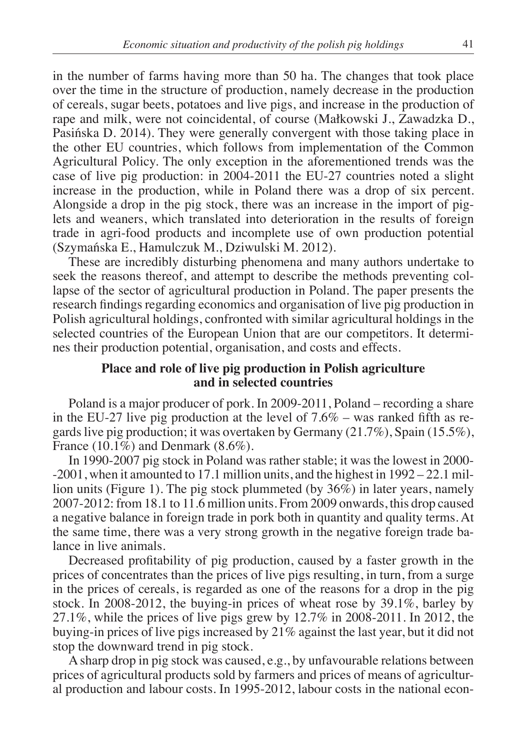in the number of farms having more than 50 ha. The changes that took place over the time in the structure of production, namely decrease in the production of cereals, sugar beets, potatoes and live pigs, and increase in the production of rape and milk, were not coincidental, of course (Małkowski J., Zawadzka D., Pasińska D. 2014). They were generally convergent with those taking place in the other EU countries, which follows from implementation of the Common Agricultural Policy. The only exception in the aforementioned trends was the case of live pig production: in 2004-2011 the EU-27 countries noted a slight increase in the production, while in Poland there was a drop of six percent. Alongside a drop in the pig stock, there was an increase in the import of piglets and weaners, which translated into deterioration in the results of foreign trade in agri-food products and incomplete use of own production potential (Szymańska E., Hamulczuk M., Dziwulski M. 2012).

These are incredibly disturbing phenomena and many authors undertake to seek the reasons thereof, and attempt to describe the methods preventing collapse of the sector of agricultural production in Poland. The paper presents the research findings regarding economics and organisation of live pig production in Polish agricultural holdings, confronted with similar agricultural holdings in the selected countries of the European Union that are our competitors. It determines their production potential, organisation, and costs and effects.

## Place and role of live pig production in Polish agriculture and in selected countries

Poland is a major producer of pork. In 2009-2011, Poland – recording a share in the EU-27 live pig production at the level of 7.6% – was ranked fifth as regards live pig production; it was overtaken by Germany (21.7%), Spain (15.5%), France (10.1%) and Denmark (8.6%).

In 1990-2007 pig stock in Poland was rather stable; it was the lowest in 2000-2001, when it amounted to 17.1 million units, and the highest in 1992 – 22.1 million units (Figure 1). The pig stock plummeted (by 36%) in later years, namely 2007-2012: from 18.1 to 11.6 million units. From 2009 onwards, this drop caused a negative balance in foreign trade in pork both in quantity and quality terms. At the same time, there was a very strong growth in the negative foreign trade balance in live animals.

Decreased profitability of pig production, caused by a faster growth in the prices of concentrates than the prices of live pigs resulting, in turn, from a surge in the prices of cereals, is regarded as one of the reasons for a drop in the pig stock. In 2008-2012, the buying-in prices of wheat rose by 39.1%, barley by 27.1%, while the prices of live pigs grew by 12.7% in 2008-2011. In 2012, the buying-in prices of live pigs increased by 21% against the last year, but it did not stop the downward trend in pig stock.

A sharp drop in pig stock was caused, e.g., by unfavourable relations between prices of agricultural products sold by farmers and prices of means of agricultural production and labour costs. In 1995-2012, labour costs in the national econ-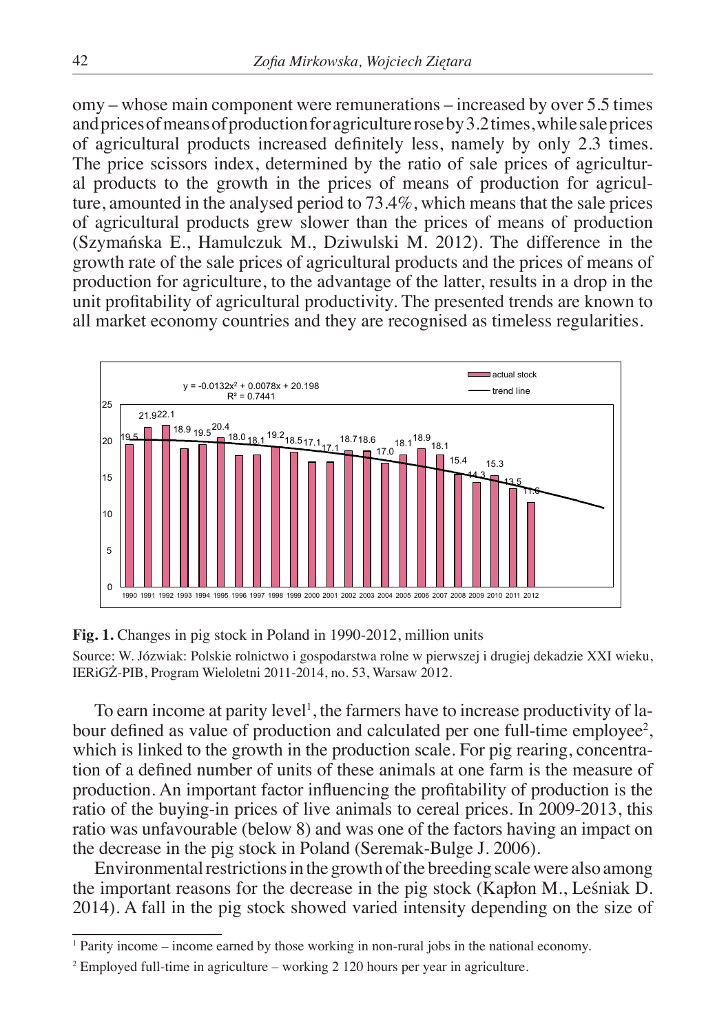omy – whose main component were remunerations – increased by over 5.5 times and prices of means of production for agriculture rose by 3.2 times, while sale prices of agricultural products increased definitely less, namely by only 2.3 times. The price scissors index, determined by the ratio of sale prices of agricultural products to the growth in the prices of means of production for agriculture, amounted in the analysed period to 73.4%, which means that the sale prices of agricultural products grew slower than the prices of means of production (Szymańska E., Hamulczuk M., Dziwulski M. 2012). The difference in the growth rate of the sale prices of agricultural products and the prices of means of production for agriculture, to the advantage of the latter, results in a drop in the unit profitability of agricultural productivity. The presented trends are known to all market economy countries and they are recognised as timeless regularities.

**Fig. 1.** Changes in pig stock in Poland in 1990-2012, million units

Source: W. Józwiak: Polskie rolnictwo i gospodarstwa rolne w pierwszej i drugiej dekadzie XXI wieku, IERiGŻ-PIB, Program Wieloletni 2011-2014, no. 53, Warsaw 2012.

To earn income at parity level[1], the farmers have to increase productivity of labour defined as value of production and calculated per one full-time employee[2], which is linked to the growth in the production scale. For pig rearing, concentration of a defined number of units of these animals at one farm is the measure of production. An important factor influencing the profitability of production is the ratio of the buying-in prices of live animals to cereal prices. In 2009-2013, this ratio was unfavourable (below 8) and was one of the factors having an impact on the decrease in the pig stock in Poland (Seremak-Bulge J. 2006).

Environmental restrictions in the growth of the breeding scale were also among the important reasons for the decrease in the pig stock (Kapłon M., Leśniak D. 2014). A fall in the pig stock showed varied intensity depending on the size of

---

[1] Parity income – income earned by those working in non-rural jobs in the national economy.

[2] Employed full-time in agriculture – working 2 120 hours per year in agriculture.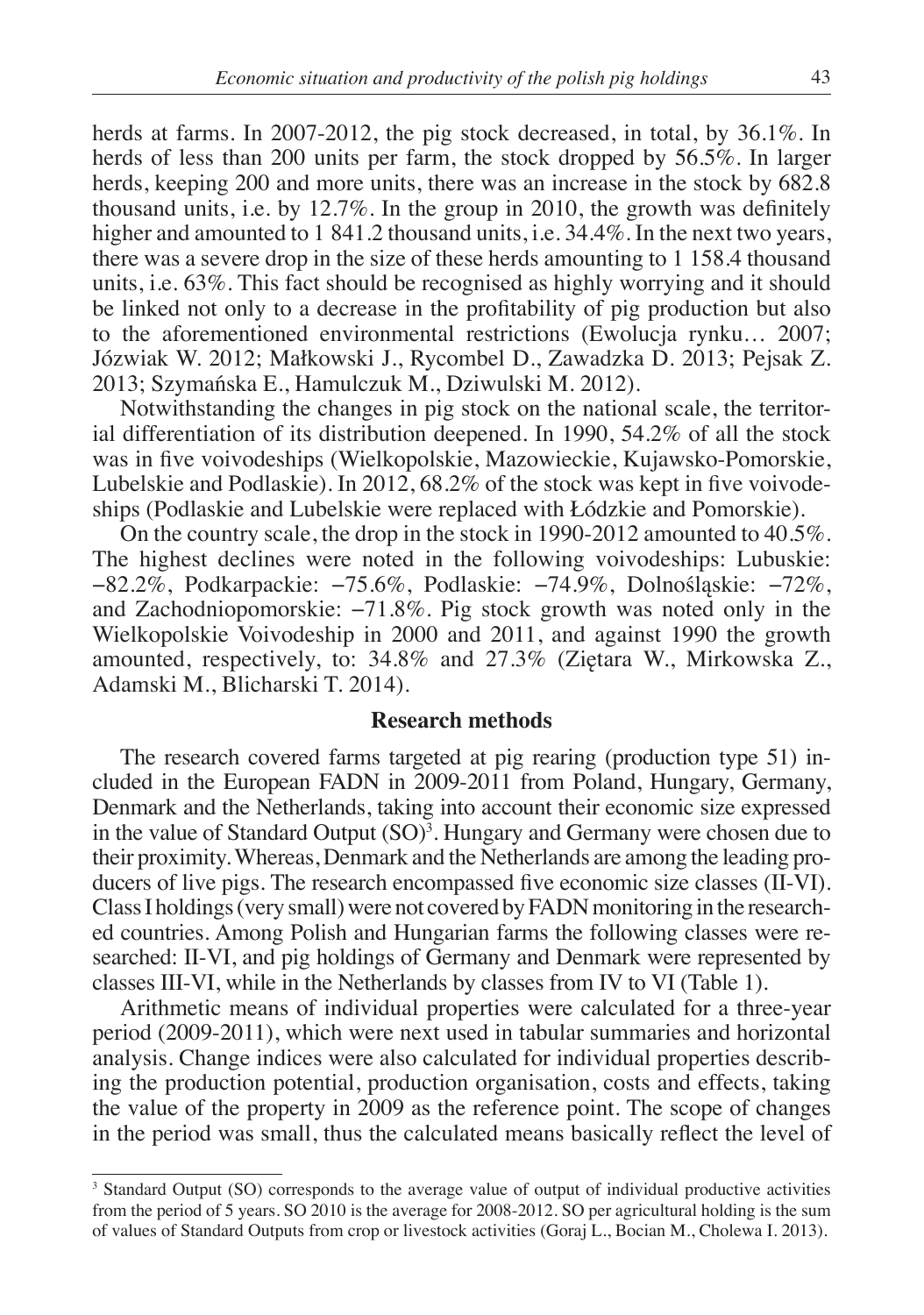herds at farms. In 2007-2012, the pig stock decreased, in total, by 36.1%. In herds of less than 200 units per farm, the stock dropped by 56.5%. In larger herds, keeping 200 and more units, there was an increase in the stock by 682.8 thousand units, i.e. by 12.7%. In the group in 2010, the growth was definitely higher and amounted to 1 841.2 thousand units, i.e. 34.4%. In the next two years, there was a severe drop in the size of these herds amounting to 1 158.4 thousand units, i.e. 63%. This fact should be recognised as highly worrying and it should be linked not only to a decrease in the profitability of pig production but also to the aforementioned environmental restrictions (Ewolucja rynku… 2007; Józwiak W. 2012; Małkowski J., Rycombel D., Zawadzka D. 2013; Pejsak Z. 2013; Szymańska E., Hamulczuk M., Dziwulski M. 2012).

Notwithstanding the changes in pig stock on the national scale, the territorial differentiation of its distribution deepened. In 1990, 54.2% of all the stock was in five voivodeships (Wielkopolskie, Mazowieckie, Kujawsko-Pomorskie, Lubelskie and Podlaskie). In 2012, 68.2% of the stock was kept in five voivodeships (Podlaskie and Lubelskie were replaced with Łódzkie and Pomorskie).

On the country scale, the drop in the stock in 1990-2012 amounted to 40.5%. The highest declines were noted in the following voivodeships: Lubuskie: −82.2%, Podkarpackie: −75.6%, Podlaskie: −74.9%, Dolnośląskie: −72%, and Zachodniopomorskie: −71.8%. Pig stock growth was noted only in the Wielkopolskie Voivodeship in 2000 and 2011, and against 1990 the growth amounted, respectively, to: 34.8% and 27.3% (Ziętara W., Mirkowska Z., Adamski M., Blicharski T. 2014).

## Research methods

The research covered farms targeted at pig rearing (production type 51) included in the European FADN in 2009-2011 from Poland, Hungary, Germany, Denmark and the Netherlands, taking into account their economic size expressed in the value of Standard Output (SO)[3]. Hungary and Germany were chosen due to their proximity. Whereas, Denmark and the Netherlands are among the leading producers of live pigs. The research encompassed five economic size classes (II-VI). Class I holdings (very small) were not covered by FADN monitoring in the researched countries. Among Polish and Hungarian farms the following classes were researched: II-VI, and pig holdings of Germany and Denmark were represented by classes III-VI, while in the Netherlands by classes from IV to VI (Table 1).

Arithmetic means of individual properties were calculated for a three-year period (2009-2011), which were next used in tabular summaries and horizontal analysis. Change indices were also calculated for individual properties describing the production potential, production organisation, costs and effects, taking the value of the property in 2009 as the reference point. The scope of changes in the period was small, thus the calculated means basically reflect the level of

[3] Standard Output (SO) corresponds to the average value of output of individual productive activities from the period of 5 years. SO 2010 is the average for 2008-2012. SO per agricultural holding is the sum of values of Standard Outputs from crop or livestock activities (Goraj L., Bocian M., Cholewa I. 2013).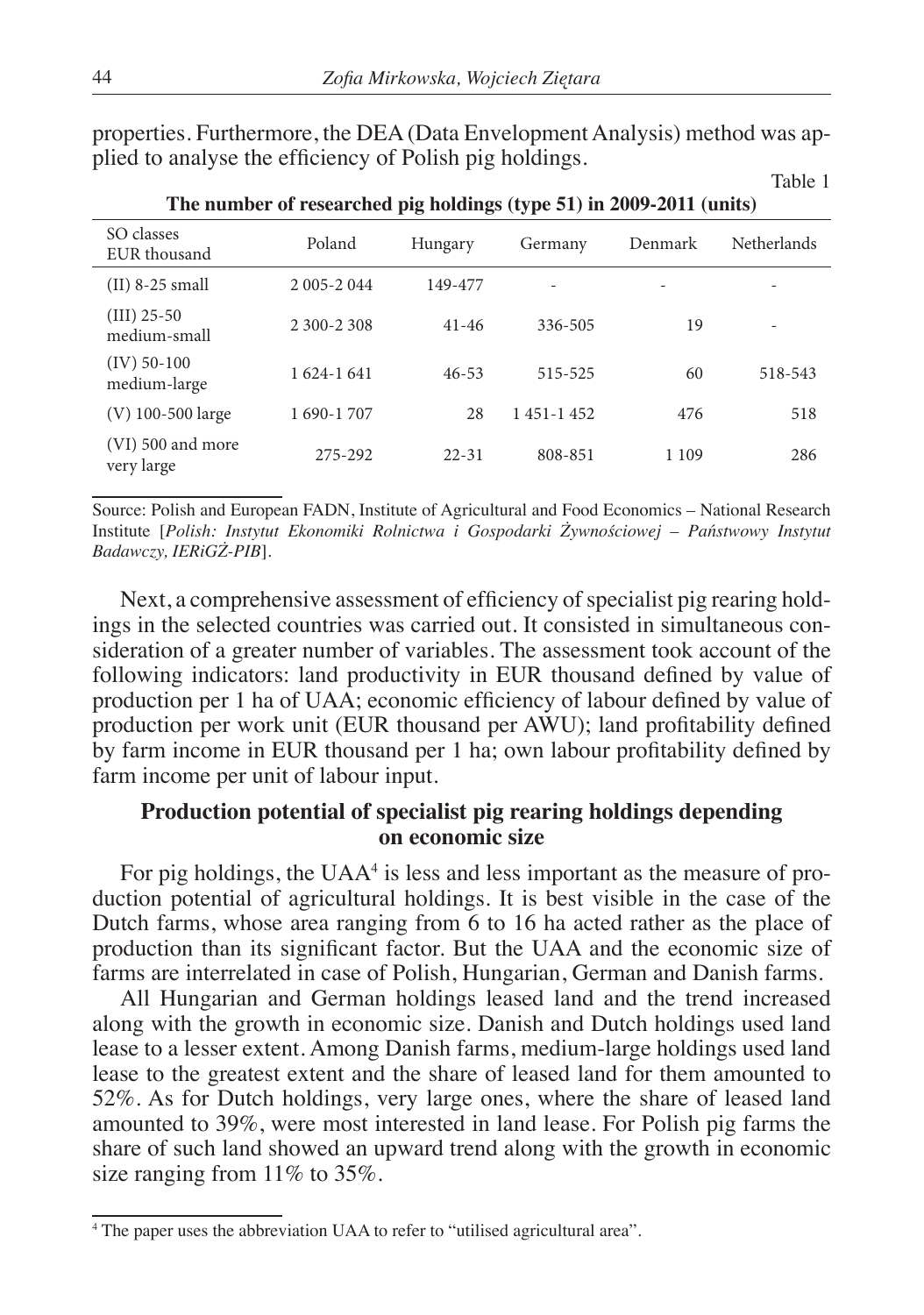properties. Furthermore, the DEA (Data Envelopment Analysis) method was applied to analyse the efficiency of Polish pig holdings.

Table 1

**The number of researched pig holdings (type 51) in 2009-2011 (units)**

| SO classes EUR thousand | Poland | Hungary | Germany | Denmark | Netherlands |
|---|---|---|---|---|---|
| (II) 8-25 small | 2 005-2 044 | 149-477 | - | - | - |
| (III) 25-50 medium-small | 2 300-2 308 | 41-46 | 336-505 | 19 | - |
| (IV) 50-100 medium-large | 1 624-1 641 | 46-53 | 515-525 | 60 | 518-543 |
| (V) 100-500 large | 1 690-1 707 | 28 | 1 451-1 452 | 476 | 518 |
| (VI) 500 and more very large | 275-292 | 22-31 | 808-851 | 1 109 | 286 |

Source: Polish and European FADN, Institute of Agricultural and Food Economics – National Research Institute [*Polish: Instytut Ekonomiki Rolnictwa i Gospodarki Żywnościowej – Państwowy Instytut Badawczy, IERiGŻ-PIB*].

Next, a comprehensive assessment of efficiency of specialist pig rearing holdings in the selected countries was carried out. It consisted in simultaneous consideration of a greater number of variables. The assessment took account of the following indicators: land productivity in EUR thousand defined by value of production per 1 ha of UAA; economic efficiency of labour defined by value of production per work unit (EUR thousand per AWU); land profitability defined by farm income in EUR thousand per 1 ha; own labour profitability defined by farm income per unit of labour input.

## Production potential of specialist pig rearing holdings depending on economic size

For pig holdings, the UAA[4] is less and less important as the measure of production potential of agricultural holdings. It is best visible in the case of the Dutch farms, whose area ranging from 6 to 16 ha acted rather as the place of production than its significant factor. But the UAA and the economic size of farms are interrelated in case of Polish, Hungarian, German and Danish farms.

All Hungarian and German holdings leased land and the trend increased along with the growth in economic size. Danish and Dutch holdings used land lease to a lesser extent. Among Danish farms, medium-large holdings used land lease to the greatest extent and the share of leased land for them amounted to 52%. As for Dutch holdings, very large ones, where the share of leased land amounted to 39%, were most interested in land lease. For Polish pig farms the share of such land showed an upward trend along with the growth in economic size ranging from 11% to 35%.

[4] The paper uses the abbreviation UAA to refer to "utilised agricultural area".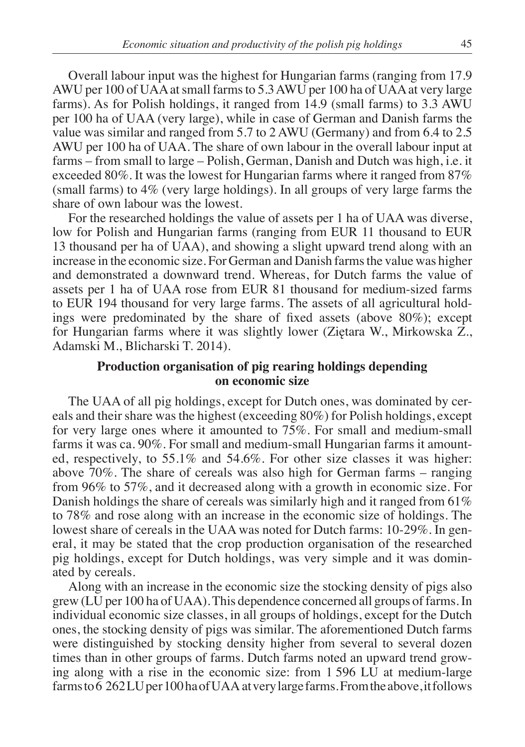Overall labour input was the highest for Hungarian farms (ranging from 17.9 AWU per 100 of UAA at small farms to 5.3 AWU per 100 ha of UAA at very large farms). As for Polish holdings, it ranged from 14.9 (small farms) to 3.3 AWU per 100 ha of UAA (very large), while in case of German and Danish farms the value was similar and ranged from 5.7 to 2 AWU (Germany) and from 6.4 to 2.5 AWU per 100 ha of UAA. The share of own labour in the overall labour input at farms – from small to large – Polish, German, Danish and Dutch was high, i.e. it exceeded 80%. It was the lowest for Hungarian farms where it ranged from 87% (small farms) to 4% (very large holdings). In all groups of very large farms the share of own labour was the lowest.

For the researched holdings the value of assets per 1 ha of UAA was diverse, low for Polish and Hungarian farms (ranging from EUR 11 thousand to EUR 13 thousand per ha of UAA), and showing a slight upward trend along with an increase in the economic size. For German and Danish farms the value was higher and demonstrated a downward trend. Whereas, for Dutch farms the value of assets per 1 ha of UAA rose from EUR 81 thousand for medium-sized farms to EUR 194 thousand for very large farms. The assets of all agricultural holdings were predominated by the share of fixed assets (above 80%); except for Hungarian farms where it was slightly lower (Ziętara W., Mirkowska Z., Adamski M., Blicharski T. 2014).

## Production organisation of pig rearing holdings depending on economic size

The UAA of all pig holdings, except for Dutch ones, was dominated by cereals and their share was the highest (exceeding 80%) for Polish holdings, except for very large ones where it amounted to 75%. For small and medium-small farms it was ca. 90%. For small and medium-small Hungarian farms it amounted, respectively, to 55.1% and 54.6%. For other size classes it was higher: above 70%. The share of cereals was also high for German farms – ranging from 96% to 57%, and it decreased along with a growth in economic size. For Danish holdings the share of cereals was similarly high and it ranged from 61% to 78% and rose along with an increase in the economic size of holdings. The lowest share of cereals in the UAA was noted for Dutch farms: 10-29%. In general, it may be stated that the crop production organisation of the researched pig holdings, except for Dutch holdings, was very simple and it was dominated by cereals.

Along with an increase in the economic size the stocking density of pigs also grew (LU per 100 ha of UAA). This dependence concerned all groups of farms. In individual economic size classes, in all groups of holdings, except for the Dutch ones, the stocking density of pigs was similar. The aforementioned Dutch farms were distinguished by stocking density higher from several to several dozen times than in other groups of farms. Dutch farms noted an upward trend growing along with a rise in the economic size: from 1 596 LU at medium-large farms to 6 262 LU per 100 ha of UAA at very large farms. From the above, it follows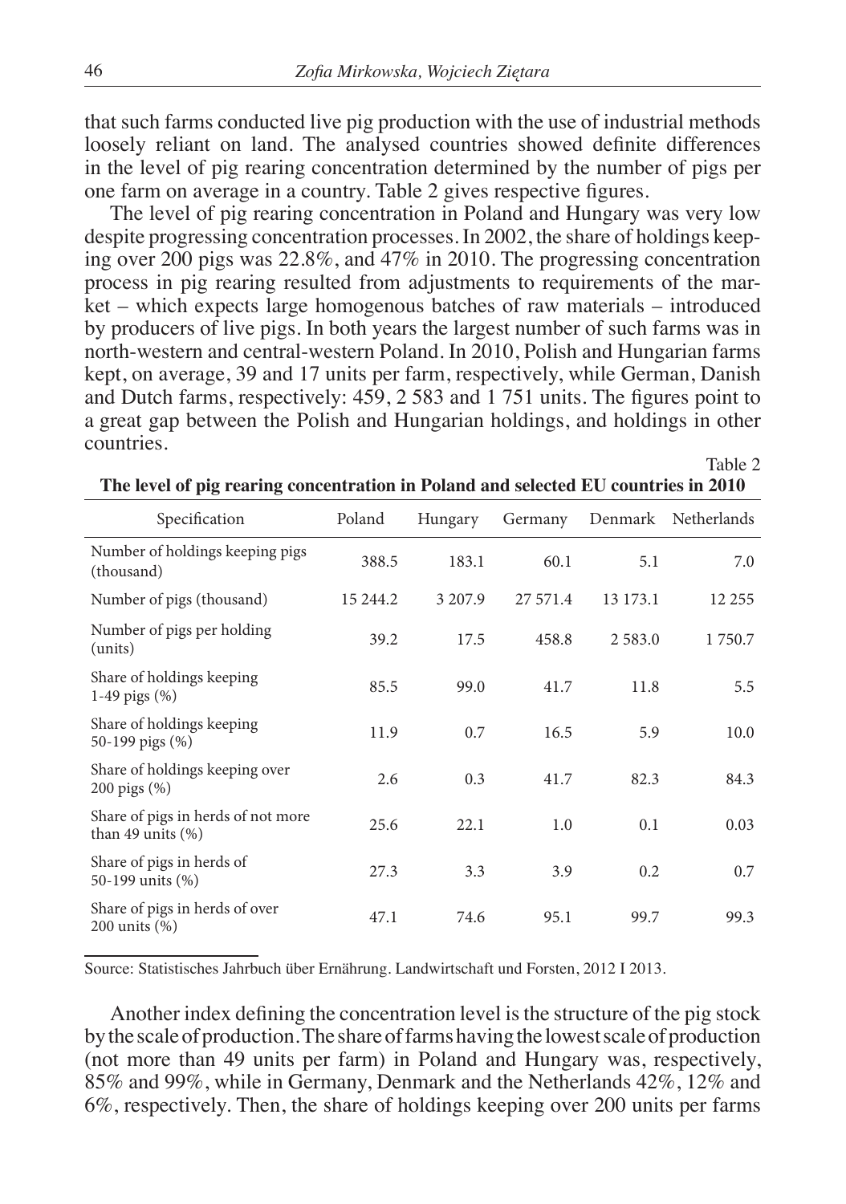that such farms conducted live pig production with the use of industrial methods loosely reliant on land. The analysed countries showed definite differences in the level of pig rearing concentration determined by the number of pigs per one farm on average in a country. Table 2 gives respective figures.

The level of pig rearing concentration in Poland and Hungary was very low despite progressing concentration processes. In 2002, the share of holdings keeping over 200 pigs was 22.8%, and 47% in 2010. The progressing concentration process in pig rearing resulted from adjustments to requirements of the market – which expects large homogenous batches of raw materials – introduced by producers of live pigs. In both years the largest number of such farms was in north-western and central-western Poland. In 2010, Polish and Hungarian farms kept, on average, 39 and 17 units per farm, respectively, while German, Danish and Dutch farms, respectively: 459, 2 583 and 1 751 units. The figures point to a great gap between the Polish and Hungarian holdings, and holdings in other countries.

Table 2

**The level of pig rearing concentration in Poland and selected EU countries in 2010**

| Specification | Poland | Hungary | Germany | Denmark | Netherlands |
|---|---|---|---|---|---|
| Number of holdings keeping pigs (thousand) | 388.5 | 183.1 | 60.1 | 5.1 | 7.0 |
| Number of pigs (thousand) | 15 244.2 | 3 207.9 | 27 571.4 | 13 173.1 | 12 255 |
| Number of pigs per holding (units) | 39.2 | 17.5 | 458.8 | 2 583.0 | 1 750.7 |
| Share of holdings keeping 1-49 pigs (%) | 85.5 | 99.0 | 41.7 | 11.8 | 5.5 |
| Share of holdings keeping 50-199 pigs (%) | 11.9 | 0.7 | 16.5 | 5.9 | 10.0 |
| Share of holdings keeping over 200 pigs (%) | 2.6 | 0.3 | 41.7 | 82.3 | 84.3 |
| Share of pigs in herds of not more than 49 units (%) | 25.6 | 22.1 | 1.0 | 0.1 | 0.03 |
| Share of pigs in herds of 50-199 units (%) | 27.3 | 3.3 | 3.9 | 0.2 | 0.7 |
| Share of pigs in herds of over 200 units (%) | 47.1 | 74.6 | 95.1 | 99.7 | 99.3 |

Source: Statistisches Jahrbuch über Ernährung. Landwirtschaft und Forsten, 2012 I 2013.

Another index defining the concentration level is the structure of the pig stock by the scale of production. The share of farms having the lowest scale of production (not more than 49 units per farm) in Poland and Hungary was, respectively, 85% and 99%, while in Germany, Denmark and the Netherlands 42%, 12% and 6%, respectively. Then, the share of holdings keeping over 200 units per farms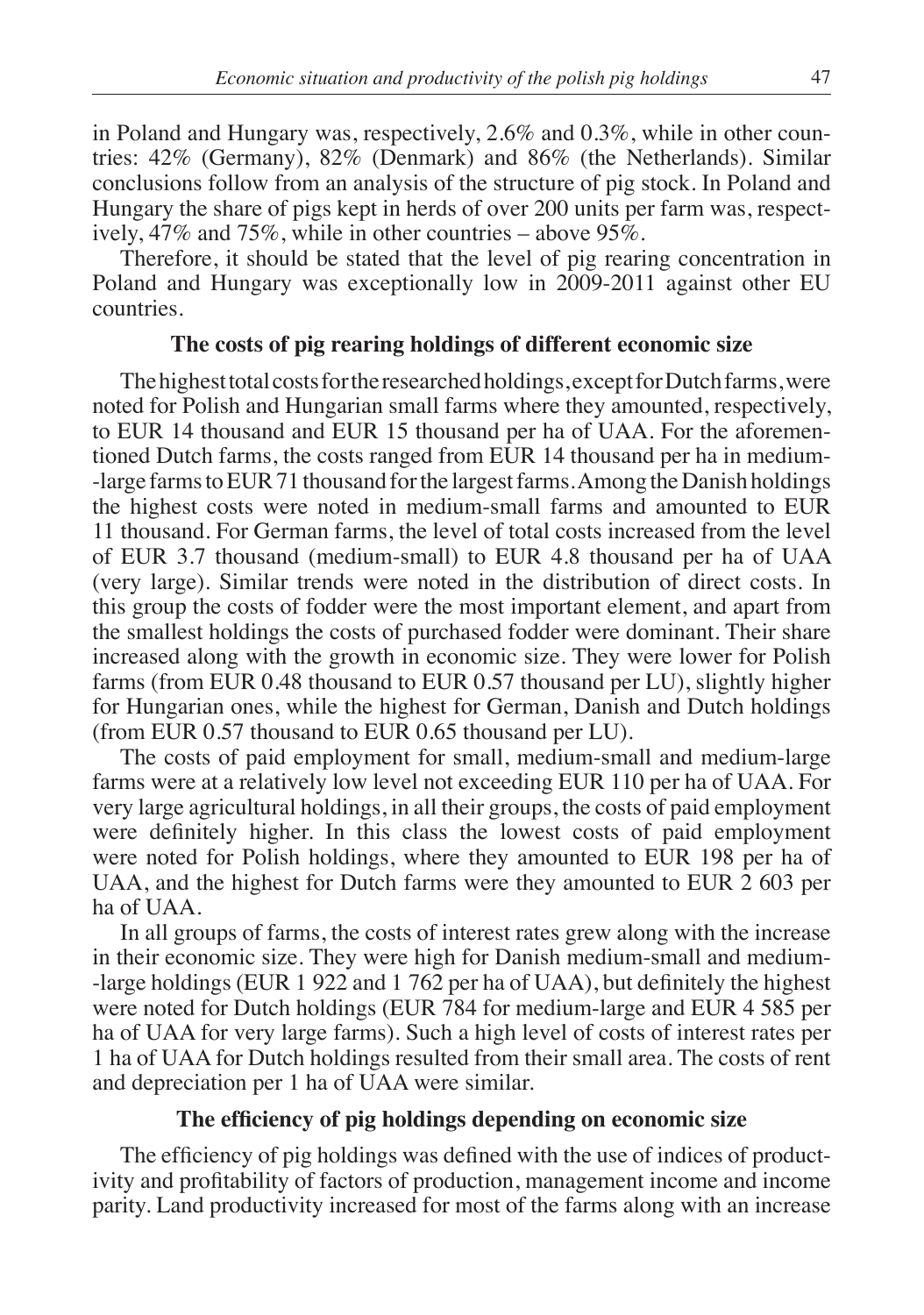in Poland and Hungary was, respectively, 2.6% and 0.3%, while in other countries: 42% (Germany), 82% (Denmark) and 86% (the Netherlands). Similar conclusions follow from an analysis of the structure of pig stock. In Poland and Hungary the share of pigs kept in herds of over 200 units per farm was, respectively, 47% and 75%, while in other countries – above 95%.

Therefore, it should be stated that the level of pig rearing concentration in Poland and Hungary was exceptionally low in 2009-2011 against other EU countries.

## The costs of pig rearing holdings of different economic size

The highest total costs for the researched holdings, except for Dutch farms, were noted for Polish and Hungarian small farms where they amounted, respectively, to EUR 14 thousand and EUR 15 thousand per ha of UAA. For the aforementioned Dutch farms, the costs ranged from EUR 14 thousand per ha in medium-large farms to EUR 71 thousand for the largest farms. Among the Danish holdings the highest costs were noted in medium-small farms and amounted to EUR 11 thousand. For German farms, the level of total costs increased from the level of EUR 3.7 thousand (medium-small) to EUR 4.8 thousand per ha of UAA (very large). Similar trends were noted in the distribution of direct costs. In this group the costs of fodder were the most important element, and apart from the smallest holdings the costs of purchased fodder were dominant. Their share increased along with the growth in economic size. They were lower for Polish farms (from EUR 0.48 thousand to EUR 0.57 thousand per LU), slightly higher for Hungarian ones, while the highest for German, Danish and Dutch holdings (from EUR 0.57 thousand to EUR 0.65 thousand per LU).

The costs of paid employment for small, medium-small and medium-large farms were at a relatively low level not exceeding EUR 110 per ha of UAA. For very large agricultural holdings, in all their groups, the costs of paid employment were definitely higher. In this class the lowest costs of paid employment were noted for Polish holdings, where they amounted to EUR 198 per ha of UAA, and the highest for Dutch farms were they amounted to EUR 2 603 per ha of UAA.

In all groups of farms, the costs of interest rates grew along with the increase in their economic size. They were high for Danish medium-small and medium-large holdings (EUR 1 922 and 1 762 per ha of UAA), but definitely the highest were noted for Dutch holdings (EUR 784 for medium-large and EUR 4 585 per ha of UAA for very large farms). Such a high level of costs of interest rates per 1 ha of UAA for Dutch holdings resulted from their small area. The costs of rent and depreciation per 1 ha of UAA were similar.

## The efficiency of pig holdings depending on economic size

The efficiency of pig holdings was defined with the use of indices of productivity and profitability of factors of production, management income and income parity. Land productivity increased for most of the farms along with an increase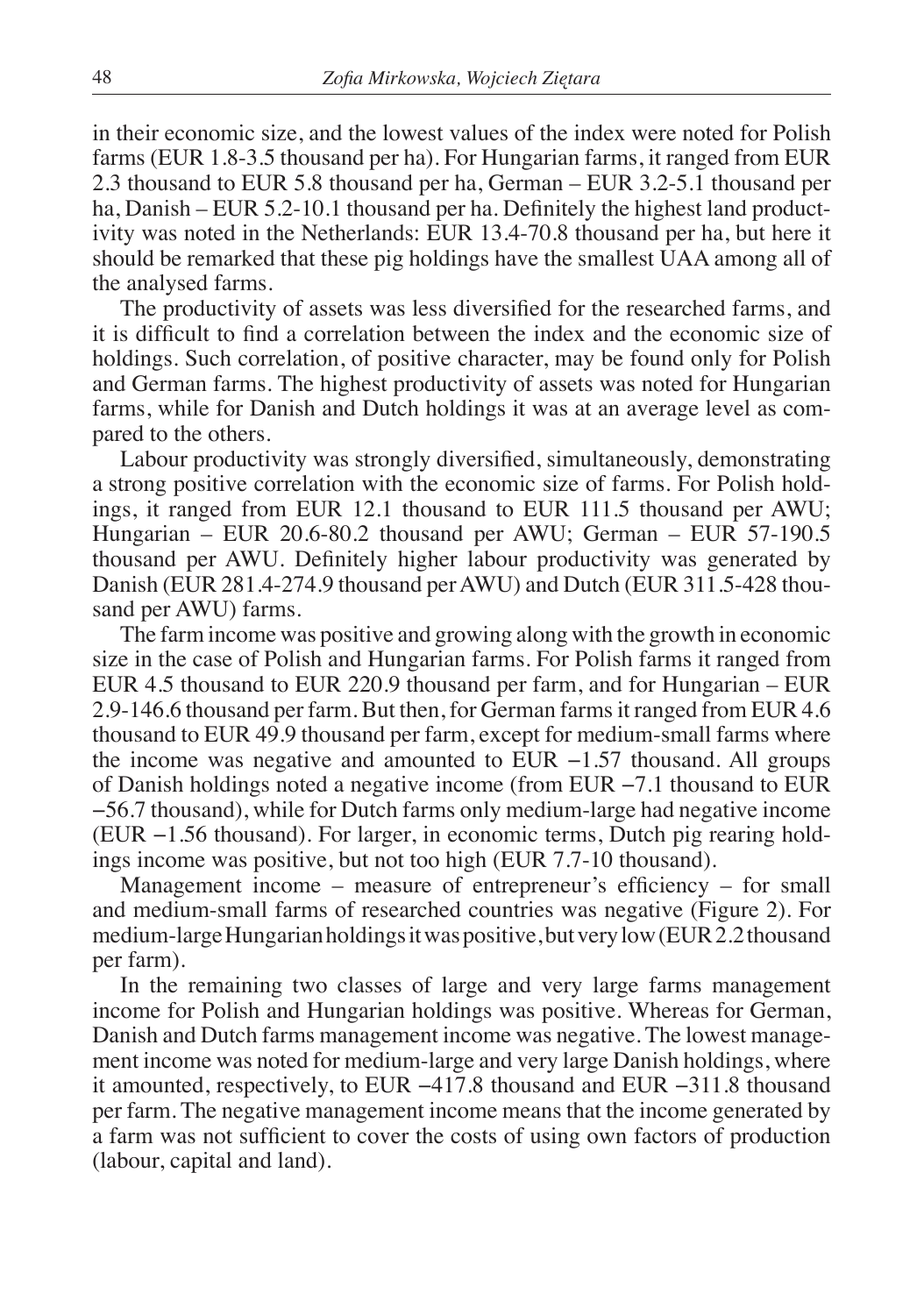in their economic size, and the lowest values of the index were noted for Polish farms (EUR 1.8-3.5 thousand per ha). For Hungarian farms, it ranged from EUR 2.3 thousand to EUR 5.8 thousand per ha, German – EUR 3.2-5.1 thousand per ha, Danish – EUR 5.2-10.1 thousand per ha. Definitely the highest land productivity was noted in the Netherlands: EUR 13.4-70.8 thousand per ha, but here it should be remarked that these pig holdings have the smallest UAA among all of the analysed farms.

The productivity of assets was less diversified for the researched farms, and it is difficult to find a correlation between the index and the economic size of holdings. Such correlation, of positive character, may be found only for Polish and German farms. The highest productivity of assets was noted for Hungarian farms, while for Danish and Dutch holdings it was at an average level as compared to the others.

Labour productivity was strongly diversified, simultaneously, demonstrating a strong positive correlation with the economic size of farms. For Polish holdings, it ranged from EUR 12.1 thousand to EUR 111.5 thousand per AWU; Hungarian – EUR 20.6-80.2 thousand per AWU; German – EUR 57-190.5 thousand per AWU. Definitely higher labour productivity was generated by Danish (EUR 281.4-274.9 thousand per AWU) and Dutch (EUR 311.5-428 thousand per AWU) farms.

The farm income was positive and growing along with the growth in economic size in the case of Polish and Hungarian farms. For Polish farms it ranged from EUR 4.5 thousand to EUR 220.9 thousand per farm, and for Hungarian – EUR 2.9-146.6 thousand per farm. But then, for German farms it ranged from EUR 4.6 thousand to EUR 49.9 thousand per farm, except for medium-small farms where the income was negative and amounted to EUR −1.57 thousand. All groups of Danish holdings noted a negative income (from EUR −7.1 thousand to EUR −56.7 thousand), while for Dutch farms only medium-large had negative income (EUR −1.56 thousand). For larger, in economic terms, Dutch pig rearing holdings income was positive, but not too high (EUR 7.7-10 thousand).

Management income – measure of entrepreneur's efficiency – for small and medium-small farms of researched countries was negative (Figure 2). For medium-large Hungarian holdings it was positive, but very low (EUR 2.2 thousand per farm).

In the remaining two classes of large and very large farms management income for Polish and Hungarian holdings was positive. Whereas for German, Danish and Dutch farms management income was negative. The lowest management income was noted for medium-large and very large Danish holdings, where it amounted, respectively, to EUR −417.8 thousand and EUR −311.8 thousand per farm. The negative management income means that the income generated by a farm was not sufficient to cover the costs of using own factors of production (labour, capital and land).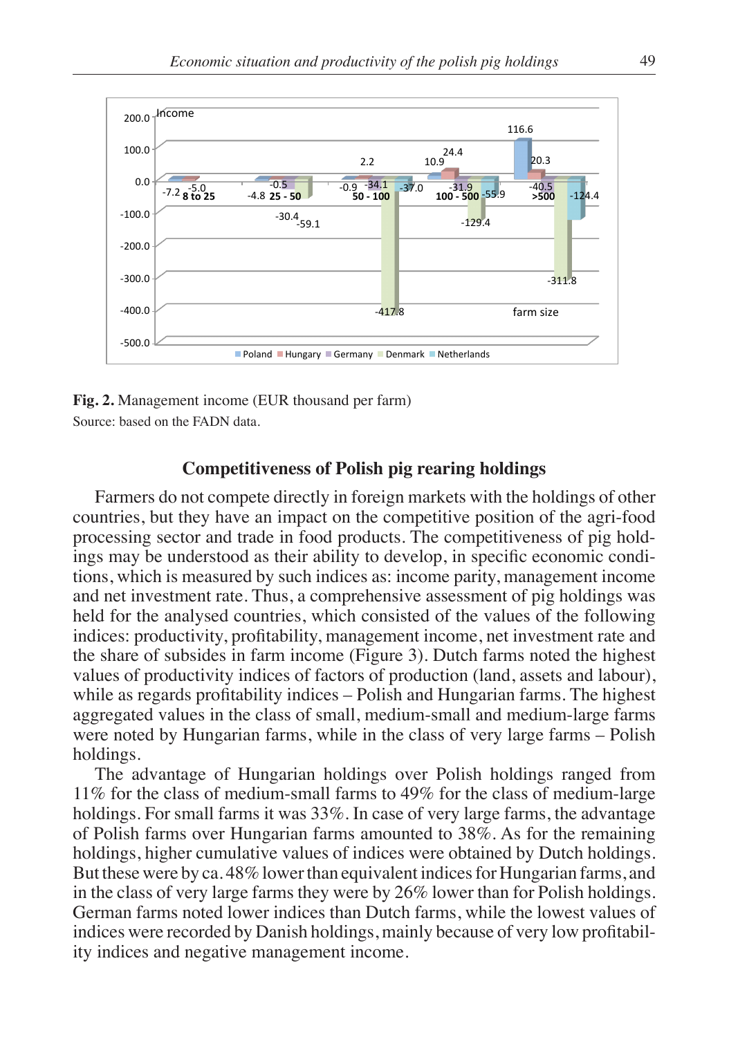**Fig. 2.** Management income (EUR thousand per farm)
Source: based on the FADN data.

## Competitiveness of Polish pig rearing holdings

Farmers do not compete directly in foreign markets with the holdings of other countries, but they have an impact on the competitive position of the agri-food processing sector and trade in food products. The competitiveness of pig holdings may be understood as their ability to develop, in specific economic conditions, which is measured by such indices as: income parity, management income and net investment rate. Thus, a comprehensive assessment of pig holdings was held for the analysed countries, which consisted of the values of the following indices: productivity, profitability, management income, net investment rate and the share of subsides in farm income (Figure 3). Dutch farms noted the highest values of productivity indices of factors of production (land, assets and labour), while as regards profitability indices – Polish and Hungarian farms. The highest aggregated values in the class of small, medium-small and medium-large farms were noted by Hungarian farms, while in the class of very large farms – Polish holdings.

The advantage of Hungarian holdings over Polish holdings ranged from 11% for the class of medium-small farms to 49% for the class of medium-large holdings. For small farms it was 33%. In case of very large farms, the advantage of Polish farms over Hungarian farms amounted to 38%. As for the remaining holdings, higher cumulative values of indices were obtained by Dutch holdings. But these were by ca. 48% lower than equivalent indices for Hungarian farms, and in the class of very large farms they were by 26% lower than for Polish holdings. German farms noted lower indices than Dutch farms, while the lowest values of indices were recorded by Danish holdings, mainly because of very low profitability indices and negative management income.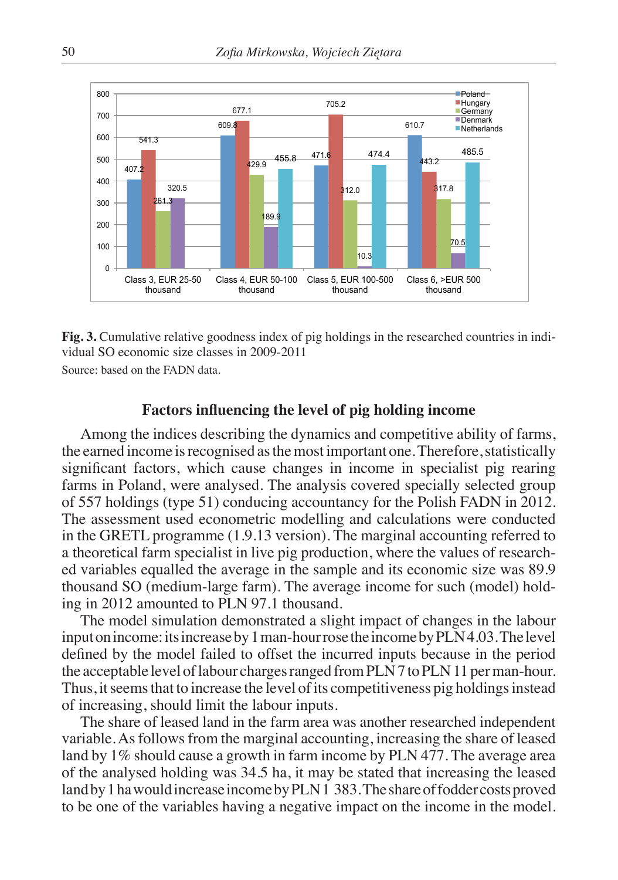| | Poland | Hungary | Germany | Denmark | Netherlands |
|---|---|---|---|---|---|
| Class 3, EUR 25-50 thousand | 407.2 | 541.3 | 261.3 | 320.5 | |
| Class 4, EUR 50-100 thousand | 609.8 | 677.1 | 429.9 | 189.9 | 455.8 |
| Class 5, EUR 100-500 thousand | 471.6 | 705.2 | 312.0 | 10.3 | 474.4 |
| Class 6, >EUR 500 thousand | 610.7 | 443.2 | 317.8 | 70.5 | 485.5 |

**Fig. 3.** Cumulative relative goodness index of pig holdings in the researched countries in individual SO economic size classes in 2009-2011

Source: based on the FADN data.

## Factors influencing the level of pig holding income

Among the indices describing the dynamics and competitive ability of farms, the earned income is recognised as the most important one. Therefore, statistically significant factors, which cause changes in income in specialist pig rearing farms in Poland, were analysed. The analysis covered specially selected group of 557 holdings (type 51) conducing accountancy for the Polish FADN in 2012. The assessment used econometric modelling and calculations were conducted in the GRETL programme (1.9.13 version). The marginal accounting referred to a theoretical farm specialist in live pig production, where the values of researched variables equalled the average in the sample and its economic size was 89.9 thousand SO (medium-large farm). The average income for such (model) holding in 2012 amounted to PLN 97.1 thousand.

The model simulation demonstrated a slight impact of changes in the labour input on income: its increase by 1 man-hour rose the income by PLN 4.03. The level defined by the model failed to offset the incurred inputs because in the period the acceptable level of labour charges ranged from PLN 7 to PLN 11 per man-hour. Thus, it seems that to increase the level of its competitiveness pig holdings instead of increasing, should limit the labour inputs.

The share of leased land in the farm area was another researched independent variable. As follows from the marginal accounting, increasing the share of leased land by 1% should cause a growth in farm income by PLN 477. The average area of the analysed holding was 34.5 ha, it may be stated that increasing the leased land by 1 ha would increase income by PLN 1 383. The share of fodder costs proved to be one of the variables having a negative impact on the income in the model.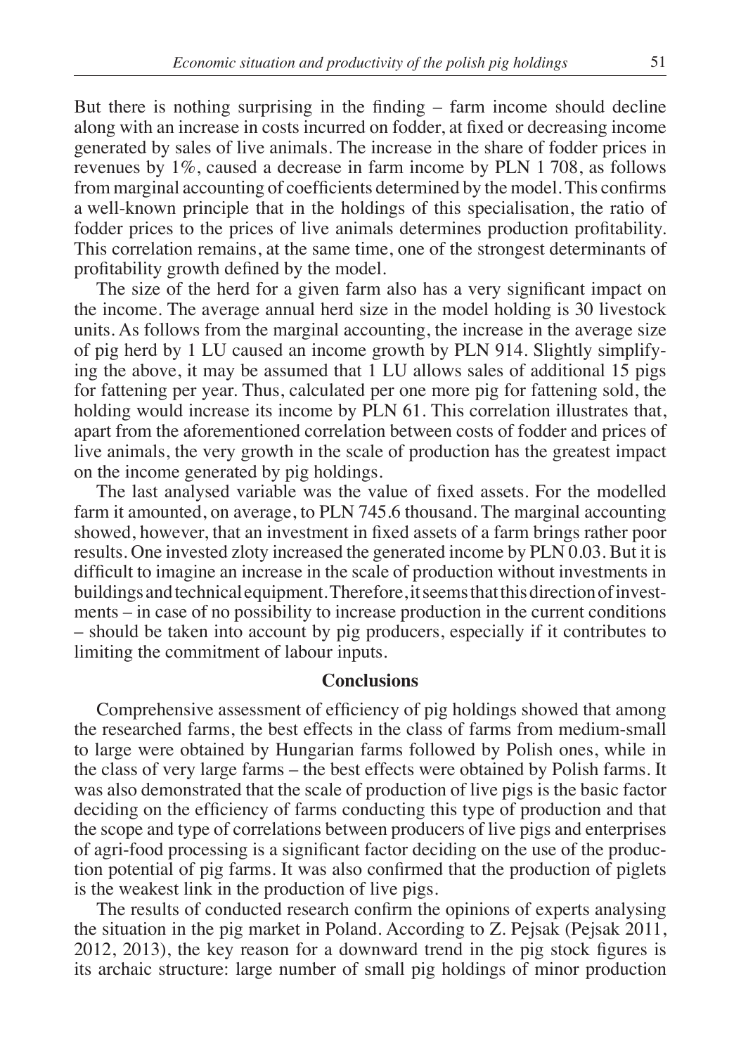But there is nothing surprising in the finding – farm income should decline along with an increase in costs incurred on fodder, at fixed or decreasing income generated by sales of live animals. The increase in the share of fodder prices in revenues by 1%, caused a decrease in farm income by PLN 1 708, as follows from marginal accounting of coefficients determined by the model. This confirms a well-known principle that in the holdings of this specialisation, the ratio of fodder prices to the prices of live animals determines production profitability. This correlation remains, at the same time, one of the strongest determinants of profitability growth defined by the model.

The size of the herd for a given farm also has a very significant impact on the income. The average annual herd size in the model holding is 30 livestock units. As follows from the marginal accounting, the increase in the average size of pig herd by 1 LU caused an income growth by PLN 914. Slightly simplifying the above, it may be assumed that 1 LU allows sales of additional 15 pigs for fattening per year. Thus, calculated per one more pig for fattening sold, the holding would increase its income by PLN 61. This correlation illustrates that, apart from the aforementioned correlation between costs of fodder and prices of live animals, the very growth in the scale of production has the greatest impact on the income generated by pig holdings.

The last analysed variable was the value of fixed assets. For the modelled farm it amounted, on average, to PLN 745.6 thousand. The marginal accounting showed, however, that an investment in fixed assets of a farm brings rather poor results. One invested zloty increased the generated income by PLN 0.03. But it is difficult to imagine an increase in the scale of production without investments in buildings and technical equipment. Therefore, it seems that this direction of investments – in case of no possibility to increase production in the current conditions – should be taken into account by pig producers, especially if it contributes to limiting the commitment of labour inputs.

## Conclusions

Comprehensive assessment of efficiency of pig holdings showed that among the researched farms, the best effects in the class of farms from medium-small to large were obtained by Hungarian farms followed by Polish ones, while in the class of very large farms – the best effects were obtained by Polish farms. It was also demonstrated that the scale of production of live pigs is the basic factor deciding on the efficiency of farms conducting this type of production and that the scope and type of correlations between producers of live pigs and enterprises of agri-food processing is a significant factor deciding on the use of the production potential of pig farms. It was also confirmed that the production of piglets is the weakest link in the production of live pigs.

The results of conducted research confirm the opinions of experts analysing the situation in the pig market in Poland. According to Z. Pejsak (Pejsak 2011, 2012, 2013), the key reason for a downward trend in the pig stock figures is its archaic structure: large number of small pig holdings of minor production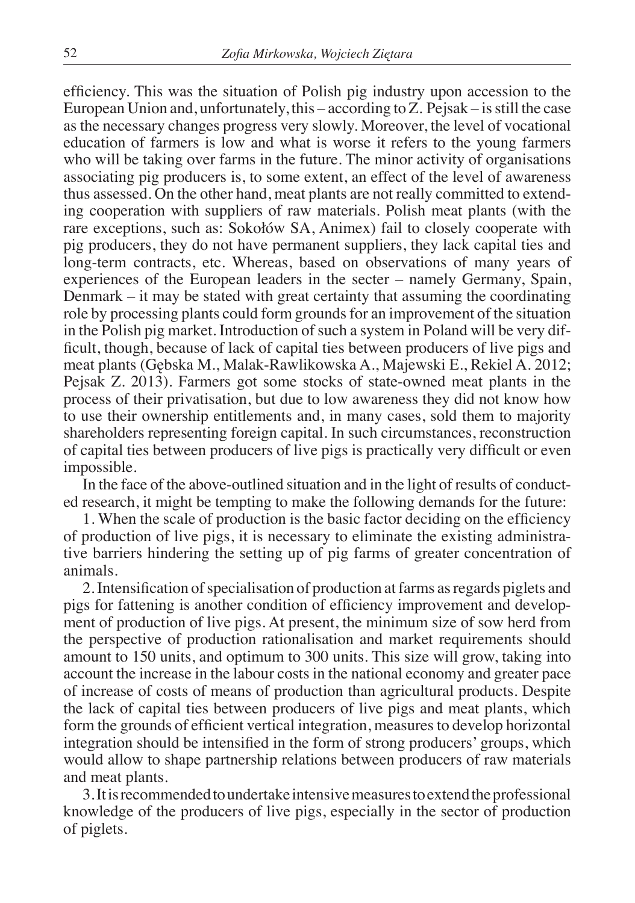efficiency. This was the situation of Polish pig industry upon accession to the European Union and, unfortunately, this – according to Z. Pejsak – is still the case as the necessary changes progress very slowly. Moreover, the level of vocational education of farmers is low and what is worse it refers to the young farmers who will be taking over farms in the future. The minor activity of organisations associating pig producers is, to some extent, an effect of the level of awareness thus assessed. On the other hand, meat plants are not really committed to extending cooperation with suppliers of raw materials. Polish meat plants (with the rare exceptions, such as: Sokołów SA, Animex) fail to closely cooperate with pig producers, they do not have permanent suppliers, they lack capital ties and long-term contracts, etc. Whereas, based on observations of many years of experiences of the European leaders in the secter – namely Germany, Spain, Denmark – it may be stated with great certainty that assuming the coordinating role by processing plants could form grounds for an improvement of the situation in the Polish pig market. Introduction of such a system in Poland will be very difficult, though, because of lack of capital ties between producers of live pigs and meat plants (Gębska M., Malak-Rawlikowska A., Majewski E., Rekiel A. 2012; Pejsak Z. 2013). Farmers got some stocks of state-owned meat plants in the process of their privatisation, but due to low awareness they did not know how to use their ownership entitlements and, in many cases, sold them to majority shareholders representing foreign capital. In such circumstances, reconstruction of capital ties between producers of live pigs is practically very difficult or even impossible.

In the face of the above-outlined situation and in the light of results of conducted research, it might be tempting to make the following demands for the future:

1. When the scale of production is the basic factor deciding on the efficiency of production of live pigs, it is necessary to eliminate the existing administrative barriers hindering the setting up of pig farms of greater concentration of animals.

2. Intensification of specialisation of production at farms as regards piglets and pigs for fattening is another condition of efficiency improvement and development of production of live pigs. At present, the minimum size of sow herd from the perspective of production rationalisation and market requirements should amount to 150 units, and optimum to 300 units. This size will grow, taking into account the increase in the labour costs in the national economy and greater pace of increase of costs of means of production than agricultural products. Despite the lack of capital ties between producers of live pigs and meat plants, which form the grounds of efficient vertical integration, measures to develop horizontal integration should be intensified in the form of strong producers' groups, which would allow to shape partnership relations between producers of raw materials and meat plants.

3. It is recommended to undertake intensive measures to extend the professional knowledge of the producers of live pigs, especially in the sector of production of piglets.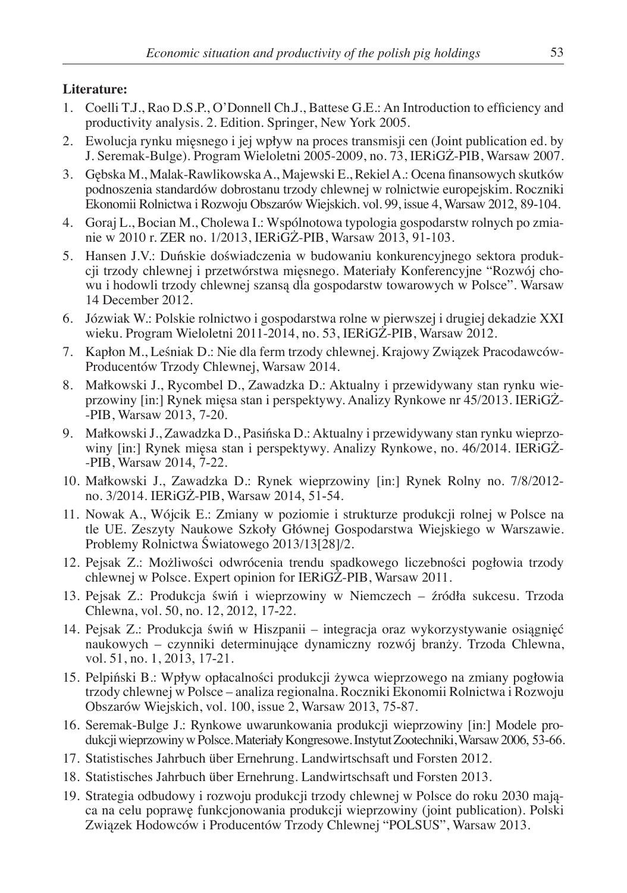**Literature:**

1. Coelli T.J., Rao D.S.P., O'Donnell Ch.J., Battese G.E.: An Introduction to efficiency and productivity analysis. 2. Edition. Springer, New York 2005.
2. Ewolucja rynku mięsnego i jej wpływ na proces transmisji cen (Joint publication ed. by J. Seremak-Bulge). Program Wieloletni 2005-2009, no. 73, IERiGŻ-PIB, Warsaw 2007.
3. Gębska M., Malak-Rawlikowska A., Majewski E., Rekiel A.: Ocena finansowych skutków podnoszenia standardów dobrostanu trzody chlewnej w rolnictwie europejskim. Roczniki Ekonomii Rolnictwa i Rozwoju Obszarów Wiejskich. vol. 99, issue 4, Warsaw 2012, 89-104.
4. Goraj L., Bocian M., Cholewa I.: Wspólnotowa typologia gospodarstw rolnych po zmianie w 2010 r. ZER no. 1/2013, IERiGŻ-PIB, Warsaw 2013, 91-103.
5. Hansen J.V.: Duńskie doświadczenia w budowaniu konkurencyjnego sektora produkcji trzody chlewnej i przetwórstwa mięsnego. Materiały Konferencyjne "Rozwój chowu i hodowli trzody chlewnej szansą dla gospodarstw towarowych w Polsce". Warsaw 14 December 2012.
6. Józwiak W.: Polskie rolnictwo i gospodarstwa rolne w pierwszej i drugiej dekadzie XXI wieku. Program Wieloletni 2011-2014, no. 53, IERiGŻ-PIB, Warsaw 2012.
7. Kapłon M., Leśniak D.: Nie dla ferm trzody chlewnej. Krajowy Związek Pracodawców-Producentów Trzody Chlewnej, Warsaw 2014.
8. Małkowski J., Rycombel D., Zawadzka D.: Aktualny i przewidywany stan rynku wieprzowiny [in:] Rynek mięsa stan i perspektywy. Analizy Rynkowe nr 45/2013. IERiGŻ-PIB, Warsaw 2013, 7-20.
9. Małkowski J., Zawadzka D., Pasińska D.: Aktualny i przewidywany stan rynku wieprzowiny [in:] Rynek mięsa stan i perspektywy. Analizy Rynkowe, no. 46/2014. IERiGŻ-PIB, Warsaw 2014, 7-22.
10. Małkowski J., Zawadzka D.: Rynek wieprzowiny [in:] Rynek Rolny no. 7/8/2012-no. 3/2014. IERiGŻ-PIB, Warsaw 2014, 51-54.
11. Nowak A., Wójcik E.: Zmiany w poziomie i strukturze produkcji rolnej w Polsce na tle UE. Zeszyty Naukowe Szkoły Głównej Gospodarstwa Wiejskiego w Warszawie. Problemy Rolnictwa Światowego 2013/13[28]/2.
12. Pejsak Z.: Możliwości odwrócenia trendu spadkowego liczebności pogłowia trzody chlewnej w Polsce. Expert opinion for IERiGŻ-PIB, Warsaw 2011.
13. Pejsak Z.: Produkcja świń i wieprzowiny w Niemczech – źródła sukcesu. Trzoda Chlewna, vol. 50, no. 12, 2012, 17-22.
14. Pejsak Z.: Produkcja świń w Hiszpanii – integracja oraz wykorzystywanie osiągnięć naukowych – czynniki determinujące dynamiczny rozwój branży. Trzoda Chlewna, vol. 51, no. 1, 2013, 17-21.
15. Pelpiński B.: Wpływ opłacalności produkcji żywca wieprzowego na zmiany pogłowia trzody chlewnej w Polsce – analiza regionalna. Roczniki Ekonomii Rolnictwa i Rozwoju Obszarów Wiejskich, vol. 100, issue 2, Warsaw 2013, 75-87.
16. Seremak-Bulge J.: Rynkowe uwarunkowania produkcji wieprzowiny [in:] Modele produkcji wieprzowiny w Polsce. Materiały Kongresowe. Instytut Zootechniki, Warsaw 2006, 53-66.
17. Statistisches Jahrbuch über Ernehrung. Landwirtschsaft und Forsten 2012.
18. Statistisches Jahrbuch über Ernehrung. Landwirtschsaft und Forsten 2013.
19. Strategia odbudowy i rozwoju produkcji trzody chlewnej w Polsce do roku 2030 mająca na celu poprawę funkcjonowania produkcji wieprzowiny (joint publication). Polski Związek Hodowców i Producentów Trzody Chlewnej "POLSUS", Warsaw 2013.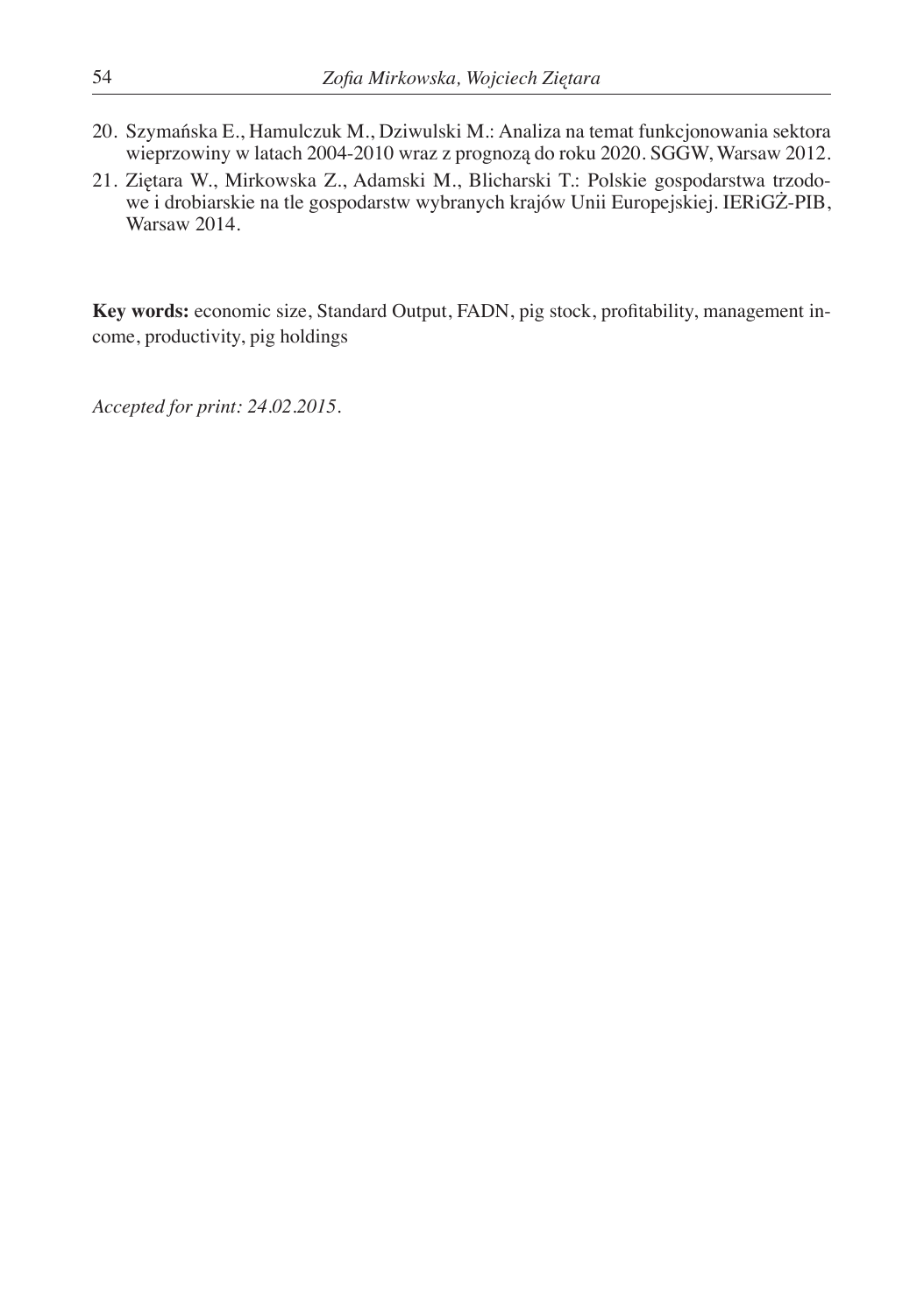20. Szymańska E., Hamulczuk M., Dziwulski M.: Analiza na temat funkcjonowania sektora wieprzowiny w latach 2004-2010 wraz z prognozą do roku 2020. SGGW, Warsaw 2012.
21. Ziętara W., Mirkowska Z., Adamski M., Blicharski T.: Polskie gospodarstwa trzodowe i drobiarskie na tle gospodarstw wybranych krajów Unii Europejskiej. IERiGŻ-PIB, Warsaw 2014.

**Key words:** economic size, Standard Output, FADN, pig stock, profitability, management income, productivity, pig holdings

*Accepted for print: 24.02.2015.*